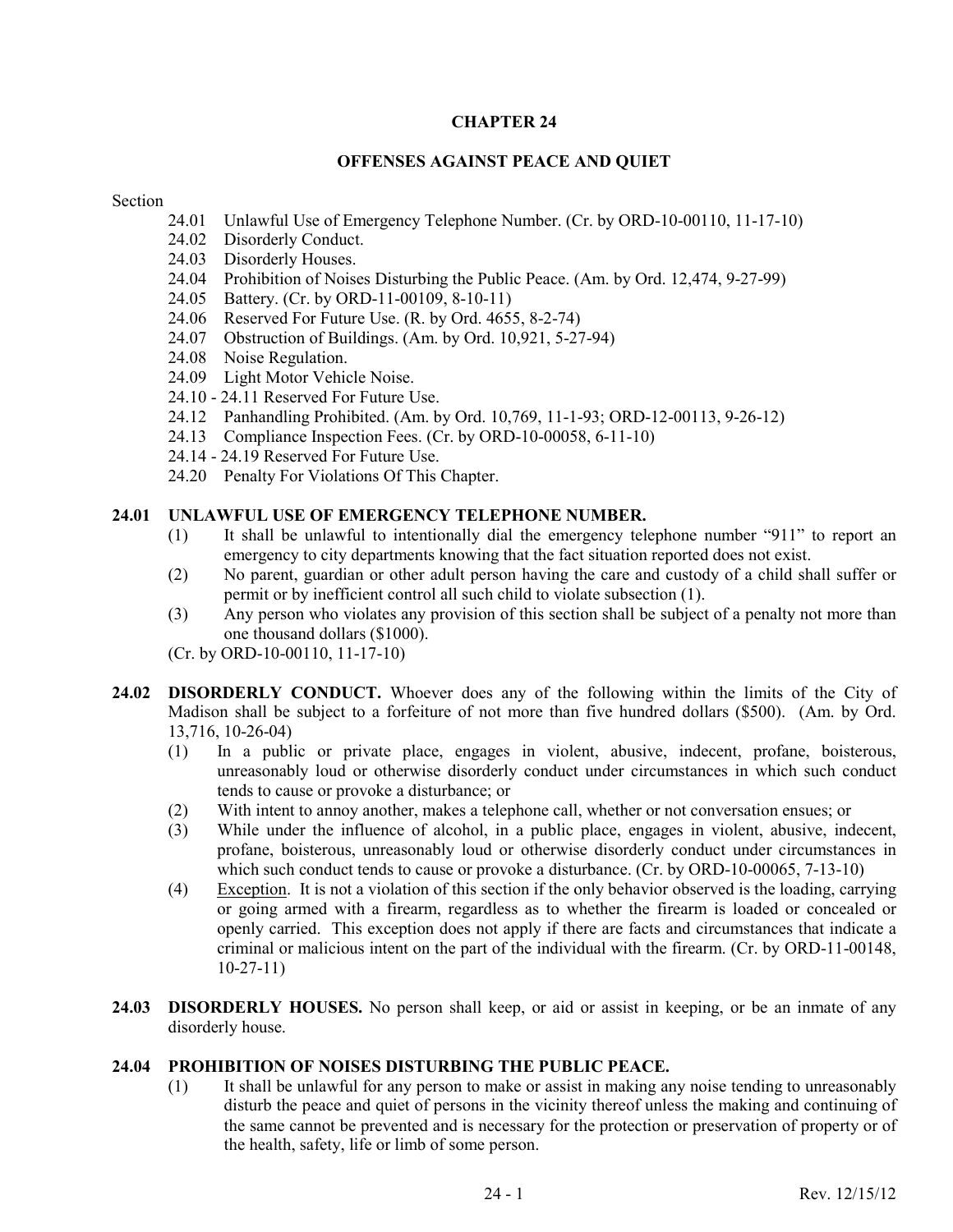# CHAPTER 24

## OFFENSES AGAINST PEACE AND QUIET

Section

- 24.01 Unlawful Use of Emergency Telephone Number. (Cr. by ORD-10-00110, 11-17-10)
- 24.02 Disorderly Conduct.
- 24.03 Disorderly Houses.
- 24.04 Prohibition of Noises Disturbing the Public Peace. (Am. by Ord. 12,474, 9-27-99)
- 24.05 Battery. (Cr. by ORD-11-00109, 8-10-11)
- 24.06 Reserved For Future Use. (R. by Ord. 4655, 8-2-74)
- 24.07 Obstruction of Buildings. (Am. by Ord. 10,921, 5-27-94)
- 24.08 Noise Regulation.
- 24.09 Light Motor Vehicle Noise.
- 24.10 - 24.11 Reserved For Future Use.
- 24.12 Panhandling Prohibited. (Am. by Ord. 10,769, 11-1-93; ORD-12-00113, 9-26-12)
- 24.13 Compliance Inspection Fees. (Cr. by ORD-10-00058, 6-11-10)
- 24.14 - 24.19 Reserved For Future Use.
- 24.20 Penalty For Violations Of This Chapter.

### 24.01 UNLAWFUL USE OF EMERGENCY TELEPHONE NUMBER.

(1) It shall be unlawful to intentionally dial the emergency telephone number "911" to report an emergency to city departments knowing that the fact situation reported does not exist.

(2) No parent, guardian or other adult person having the care and custody of a child shall suffer or permit or by inefficient control all such child to violate subsection (1).

(3) Any person who violates any provision of this section shall be subject of a penalty not more than one thousand dollars ($1000).

(Cr. by ORD-10-00110, 11-17-10)

**24.02 DISORDERLY CONDUCT.** Whoever does any of the following within the limits of the City of Madison shall be subject to a forfeiture of not more than five hundred dollars ($500). (Am. by Ord. 13,716, 10-26-04)

(1) In a public or private place, engages in violent, abusive, indecent, profane, boisterous, unreasonably loud or otherwise disorderly conduct under circumstances in which such conduct tends to cause or provoke a disturbance; or

(2) With intent to annoy another, makes a telephone call, whether or not conversation ensues; or

(3) While under the influence of alcohol, in a public place, engages in violent, abusive, indecent, profane, boisterous, unreasonably loud or otherwise disorderly conduct under circumstances in which such conduct tends to cause or provoke a disturbance. (Cr. by ORD-10-00065, 7-13-10)

(4) Exception. It is not a violation of this section if the only behavior observed is the loading, carrying or going armed with a firearm, regardless as to whether the firearm is loaded or concealed or openly carried. This exception does not apply if there are facts and circumstances that indicate a criminal or malicious intent on the part of the individual with the firearm. (Cr. by ORD-11-00148, 10-27-11)

**24.03 DISORDERLY HOUSES.** No person shall keep, or aid or assist in keeping, or be an inmate of any disorderly house.

### 24.04 PROHIBITION OF NOISES DISTURBING THE PUBLIC PEACE.

(1) It shall be unlawful for any person to make or assist in making any noise tending to unreasonably disturb the peace and quiet of persons in the vicinity thereof unless the making and continuing of the same cannot be prevented and is necessary for the protection or preservation of property or of the health, safety, life or limb of some person.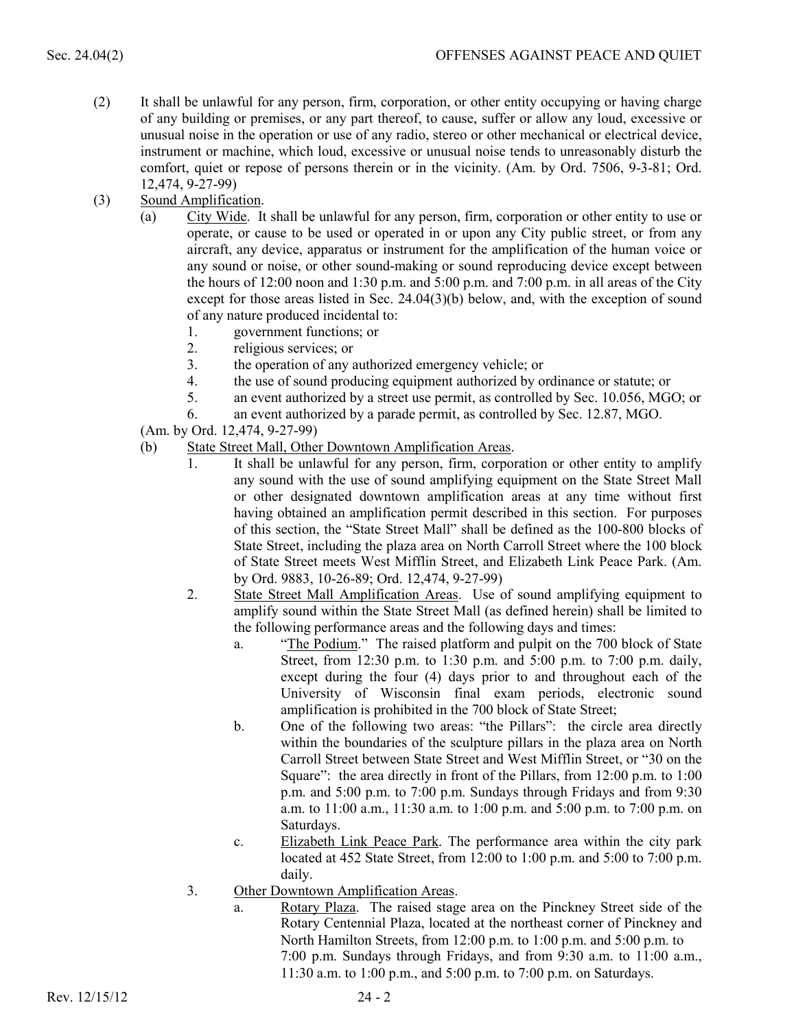(2) It shall be unlawful for any person, firm, corporation, or other entity occupying or having charge of any building or premises, or any part thereof, to cause, suffer or allow any loud, excessive or unusual noise in the operation or use of any radio, stereo or other mechanical or electrical device, instrument or machine, which loud, excessive or unusual noise tends to unreasonably disturb the comfort, quiet or repose of persons therein or in the vicinity. (Am. by Ord. 7506, 9-3-81; Ord. 12,474, 9-27-99)

(3) Sound Amplification.

(a) City Wide. It shall be unlawful for any person, firm, corporation or other entity to use or operate, or cause to be used or operated in or upon any City public street, or from any aircraft, any device, apparatus or instrument for the amplification of the human voice or any sound or noise, or other sound-making or sound reproducing device except between the hours of 12:00 noon and 1:30 p.m. and 5:00 p.m. and 7:00 p.m. in all areas of the City except for those areas listed in Sec. 24.04(3)(b) below, and, with the exception of sound of any nature produced incidental to:

1. government functions; or
2. religious services; or
3. the operation of any authorized emergency vehicle; or
4. the use of sound producing equipment authorized by ordinance or statute; or
5. an event authorized by a street use permit, as controlled by Sec. 10.056, MGO; or
6. an event authorized by a parade permit, as controlled by Sec. 12.87, MGO.

(Am. by Ord. 12,474, 9-27-99)

(b) State Street Mall, Other Downtown Amplification Areas.

1. It shall be unlawful for any person, firm, corporation or other entity to amplify any sound with the use of sound amplifying equipment on the State Street Mall or other designated downtown amplification areas at any time without first having obtained an amplification permit described in this section. For purposes of this section, the "State Street Mall" shall be defined as the 100-800 blocks of State Street, including the plaza area on North Carroll Street where the 100 block of State Street meets West Mifflin Street, and Elizabeth Link Peace Park. (Am. by Ord. 9883, 10-26-89; Ord. 12,474, 9-27-99)

2. State Street Mall Amplification Areas. Use of sound amplifying equipment to amplify sound within the State Street Mall (as defined herein) shall be limited to the following performance areas and the following days and times:

   a. "The Podium." The raised platform and pulpit on the 700 block of State Street, from 12:30 p.m. to 1:30 p.m. and 5:00 p.m. to 7:00 p.m. daily, except during the four (4) days prior to and throughout each of the University of Wisconsin final exam periods, electronic sound amplification is prohibited in the 700 block of State Street;

   b. One of the following two areas: "the Pillars": the circle area directly within the boundaries of the sculpture pillars in the plaza area on North Carroll Street between State Street and West Mifflin Street, or "30 on the Square": the area directly in front of the Pillars, from 12:00 p.m. to 1:00 p.m. and 5:00 p.m. to 7:00 p.m. Sundays through Fridays and from 9:30 a.m. to 11:00 a.m., 11:30 a.m. to 1:00 p.m. and 5:00 p.m. to 7:00 p.m. on Saturdays.

   c. Elizabeth Link Peace Park. The performance area within the city park located at 452 State Street, from 12:00 to 1:00 p.m. and 5:00 to 7:00 p.m. daily.

3. Other Downtown Amplification Areas.

   a. Rotary Plaza. The raised stage area on the Pinckney Street side of the Rotary Centennial Plaza, located at the northeast corner of Pinckney and North Hamilton Streets, from 12:00 p.m. to 1:00 p.m. and 5:00 p.m. to 7:00 p.m. Sundays through Fridays, and from 9:30 a.m. to 11:00 a.m., 11:30 a.m. to 1:00 p.m., and 5:00 p.m. to 7:00 p.m. on Saturdays.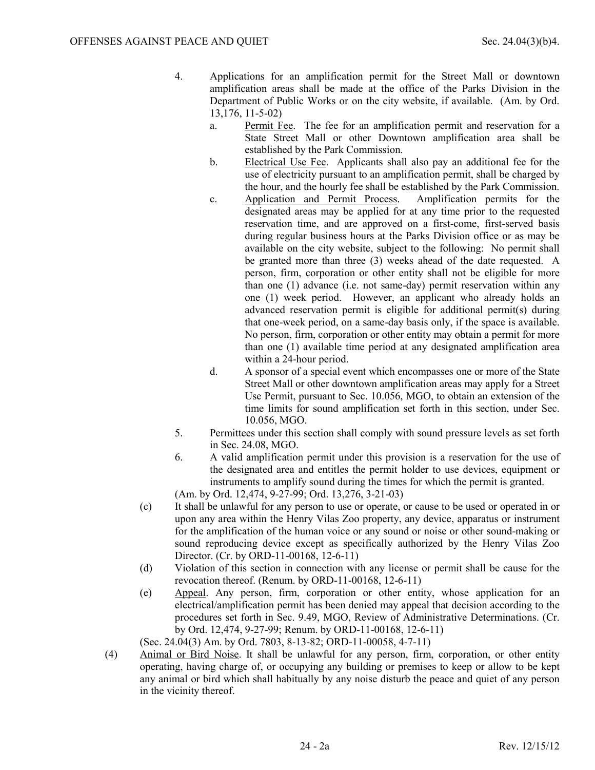4. Applications for an amplification permit for the Street Mall or downtown amplification areas shall be made at the office of the Parks Division in the Department of Public Works or on the city website, if available. (Am. by Ord. 13,176, 11-5-02)
   a. Permit Fee. The fee for an amplification permit and reservation for a State Street Mall or other Downtown amplification area shall be established by the Park Commission.
   b. Electrical Use Fee. Applicants shall also pay an additional fee for the use of electricity pursuant to an amplification permit, shall be charged by the hour, and the hourly fee shall be established by the Park Commission.
   c. Application and Permit Process. Amplification permits for the designated areas may be applied for at any time prior to the requested reservation time, and are approved on a first-come, first-served basis during regular business hours at the Parks Division office or as may be available on the city website, subject to the following: No permit shall be granted more than three (3) weeks ahead of the date requested. A person, firm, corporation or other entity shall not be eligible for more than one (1) advance (i.e. not same-day) permit reservation within any one (1) week period. However, an applicant who already holds an advanced reservation permit is eligible for additional permit(s) during that one-week period, on a same-day basis only, if the space is available. No person, firm, corporation or other entity may obtain a permit for more than one (1) available time period at any designated amplification area within a 24-hour period.
   d. A sponsor of a special event which encompasses one or more of the State Street Mall or other downtown amplification areas may apply for a Street Use Permit, pursuant to Sec. 10.056, MGO, to obtain an extension of the time limits for sound amplification set forth in this section, under Sec. 10.056, MGO.
5. Permittees under this section shall comply with sound pressure levels as set forth in Sec. 24.08, MGO.
6. A valid amplification permit under this provision is a reservation for the use of the designated area and entitles the permit holder to use devices, equipment or instruments to amplify sound during the times for which the permit is granted.

(Am. by Ord. 12,474, 9-27-99; Ord. 13,276, 3-21-03)

(c) It shall be unlawful for any person to use or operate, or cause to be used or operated in or upon any area within the Henry Vilas Zoo property, any device, apparatus or instrument for the amplification of the human voice or any sound or noise or other sound-making or sound reproducing device except as specifically authorized by the Henry Vilas Zoo Director. (Cr. by ORD-11-00168, 12-6-11)

(d) Violation of this section in connection with any license or permit shall be cause for the revocation thereof. (Renum. by ORD-11-00168, 12-6-11)

(e) Appeal. Any person, firm, corporation or other entity, whose application for an electrical/amplification permit has been denied may appeal that decision according to the procedures set forth in Sec. 9.49, MGO, Review of Administrative Determinations. (Cr. by Ord. 12,474, 9-27-99; Renum. by ORD-11-00168, 12-6-11)

(Sec. 24.04(3) Am. by Ord. 7803, 8-13-82; ORD-11-00058, 4-7-11)

(4) Animal or Bird Noise. It shall be unlawful for any person, firm, corporation, or other entity operating, having charge of, or occupying any building or premises to keep or allow to be kept any animal or bird which shall habitually by any noise disturb the peace and quiet of any person in the vicinity thereof.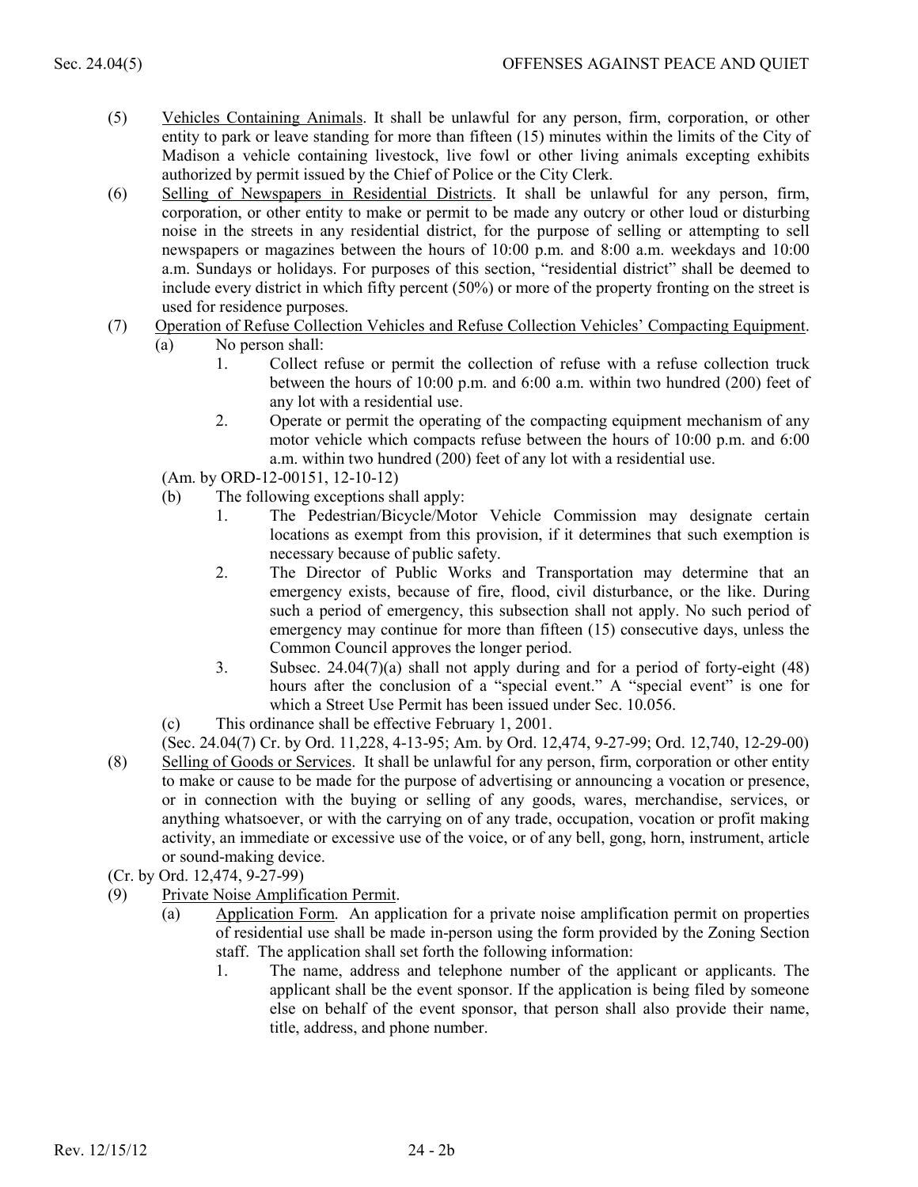(5) Vehicles Containing Animals. It shall be unlawful for any person, firm, corporation, or other entity to park or leave standing for more than fifteen (15) minutes within the limits of the City of Madison a vehicle containing livestock, live fowl or other living animals excepting exhibits authorized by permit issued by the Chief of Police or the City Clerk.

(6) Selling of Newspapers in Residential Districts. It shall be unlawful for any person, firm, corporation, or other entity to make or permit to be made any outcry or other loud or disturbing noise in the streets in any residential district, for the purpose of selling or attempting to sell newspapers or magazines between the hours of 10:00 p.m. and 8:00 a.m. weekdays and 10:00 a.m. Sundays or holidays. For purposes of this section, "residential district" shall be deemed to include every district in which fifty percent (50%) or more of the property fronting on the street is used for residence purposes.

(7) Operation of Refuse Collection Vehicles and Refuse Collection Vehicles' Compacting Equipment.

   (a) No person shall:

      1. Collect refuse or permit the collection of refuse with a refuse collection truck between the hours of 10:00 p.m. and 6:00 a.m. within two hundred (200) feet of any lot with a residential use.

      2. Operate or permit the operating of the compacting equipment mechanism of any motor vehicle which compacts refuse between the hours of 10:00 p.m. and 6:00 a.m. within two hundred (200) feet of any lot with a residential use.

   (Am. by ORD-12-00151, 12-10-12)

   (b) The following exceptions shall apply:

      1. The Pedestrian/Bicycle/Motor Vehicle Commission may designate certain locations as exempt from this provision, if it determines that such exemption is necessary because of public safety.

      2. The Director of Public Works and Transportation may determine that an emergency exists, because of fire, flood, civil disturbance, or the like. During such a period of emergency, this subsection shall not apply. No such period of emergency may continue for more than fifteen (15) consecutive days, unless the Common Council approves the longer period.

      3. Subsec. 24.04(7)(a) shall not apply during and for a period of forty-eight (48) hours after the conclusion of a "special event." A "special event" is one for which a Street Use Permit has been issued under Sec. 10.056.

   (c) This ordinance shall be effective February 1, 2001.

   (Sec. 24.04(7) Cr. by Ord. 11,228, 4-13-95; Am. by Ord. 12,474, 9-27-99; Ord. 12,740, 12-29-00)

(8) Selling of Goods or Services. It shall be unlawful for any person, firm, corporation or other entity to make or cause to be made for the purpose of advertising or announcing a vocation or presence, or in connection with the buying or selling of any goods, wares, merchandise, services, or anything whatsoever, or with the carrying on of any trade, occupation, vocation or profit making activity, an immediate or excessive use of the voice, or of any bell, gong, horn, instrument, article or sound-making device.

(Cr. by Ord. 12,474, 9-27-99)

(9) Private Noise Amplification Permit.

   (a) Application Form. An application for a private noise amplification permit on properties of residential use shall be made in-person using the form provided by the Zoning Section staff. The application shall set forth the following information:

      1. The name, address and telephone number of the applicant or applicants. The applicant shall be the event sponsor. If the application is being filed by someone else on behalf of the event sponsor, that person shall also provide their name, title, address, and phone number.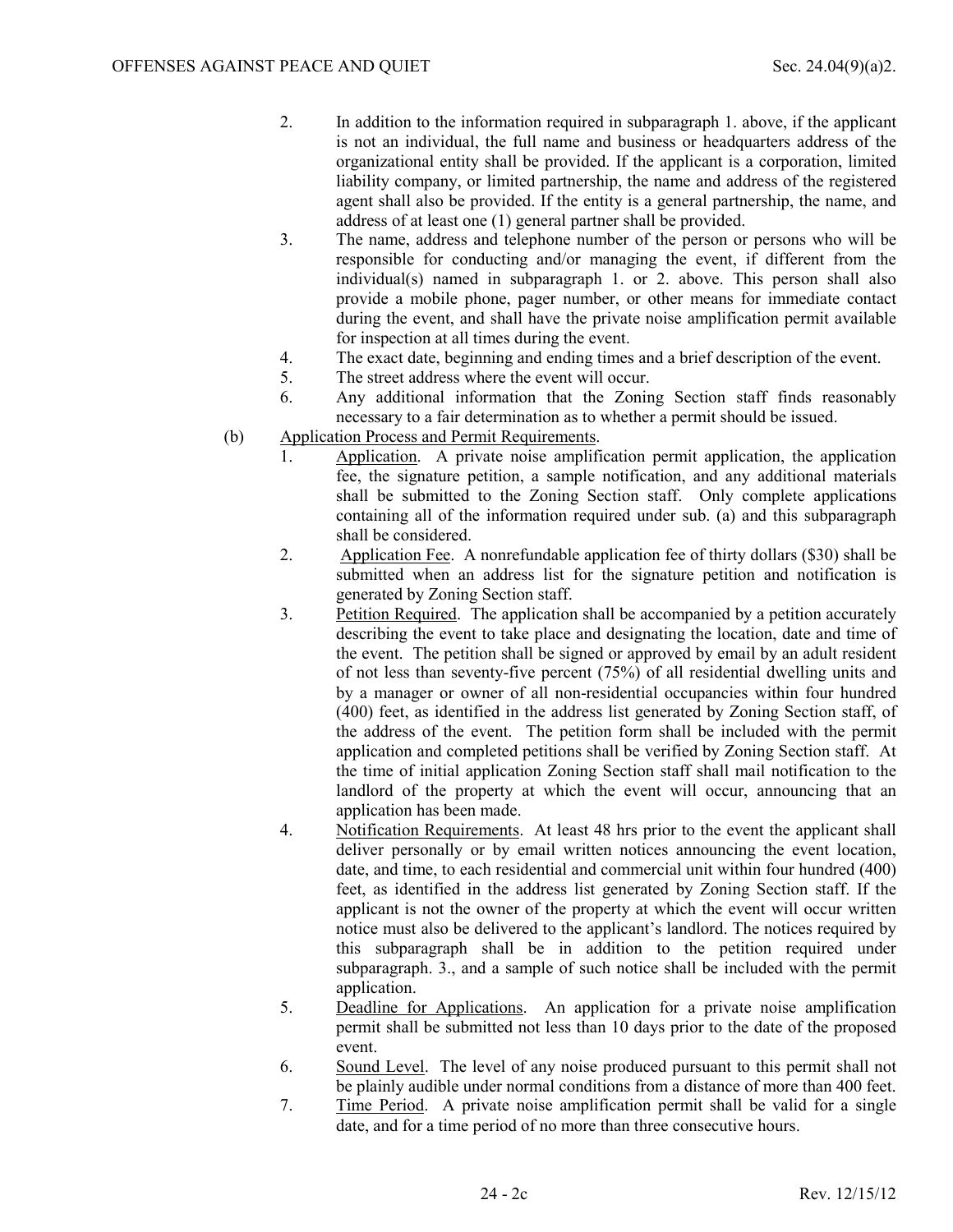2. In addition to the information required in subparagraph 1. above, if the applicant is not an individual, the full name and business or headquarters address of the organizational entity shall be provided. If the applicant is a corporation, limited liability company, or limited partnership, the name and address of the registered agent shall also be provided. If the entity is a general partnership, the name, and address of at least one (1) general partner shall be provided.
3. The name, address and telephone number of the person or persons who will be responsible for conducting and/or managing the event, if different from the individual(s) named in subparagraph 1. or 2. above. This person shall also provide a mobile phone, pager number, or other means for immediate contact during the event, and shall have the private noise amplification permit available for inspection at all times during the event.
4. The exact date, beginning and ending times and a brief description of the event.
5. The street address where the event will occur.
6. Any additional information that the Zoning Section staff finds reasonably necessary to a fair determination as to whether a permit should be issued.

(b) Application Process and Permit Requirements.

1. Application. A private noise amplification permit application, the application fee, the signature petition, a sample notification, and any additional materials shall be submitted to the Zoning Section staff. Only complete applications containing all of the information required under sub. (a) and this subparagraph shall be considered.
2. Application Fee. A nonrefundable application fee of thirty dollars ($30) shall be submitted when an address list for the signature petition and notification is generated by Zoning Section staff.
3. Petition Required. The application shall be accompanied by a petition accurately describing the event to take place and designating the location, date and time of the event. The petition shall be signed or approved by email by an adult resident of not less than seventy-five percent (75%) of all residential dwelling units and by a manager or owner of all non-residential occupancies within four hundred (400) feet, as identified in the address list generated by Zoning Section staff, of the address of the event. The petition form shall be included with the permit application and completed petitions shall be verified by Zoning Section staff. At the time of initial application Zoning Section staff shall mail notification to the landlord of the property at which the event will occur, announcing that an application has been made.
4. Notification Requirements. At least 48 hrs prior to the event the applicant shall deliver personally or by email written notices announcing the event location, date, and time, to each residential and commercial unit within four hundred (400) feet, as identified in the address list generated by Zoning Section staff. If the applicant is not the owner of the property at which the event will occur written notice must also be delivered to the applicant's landlord. The notices required by this subparagraph shall be in addition to the petition required under subparagraph. 3., and a sample of such notice shall be included with the permit application.
5. Deadline for Applications. An application for a private noise amplification permit shall be submitted not less than 10 days prior to the date of the proposed event.
6. Sound Level. The level of any noise produced pursuant to this permit shall not be plainly audible under normal conditions from a distance of more than 400 feet.
7. Time Period. A private noise amplification permit shall be valid for a single date, and for a time period of no more than three consecutive hours.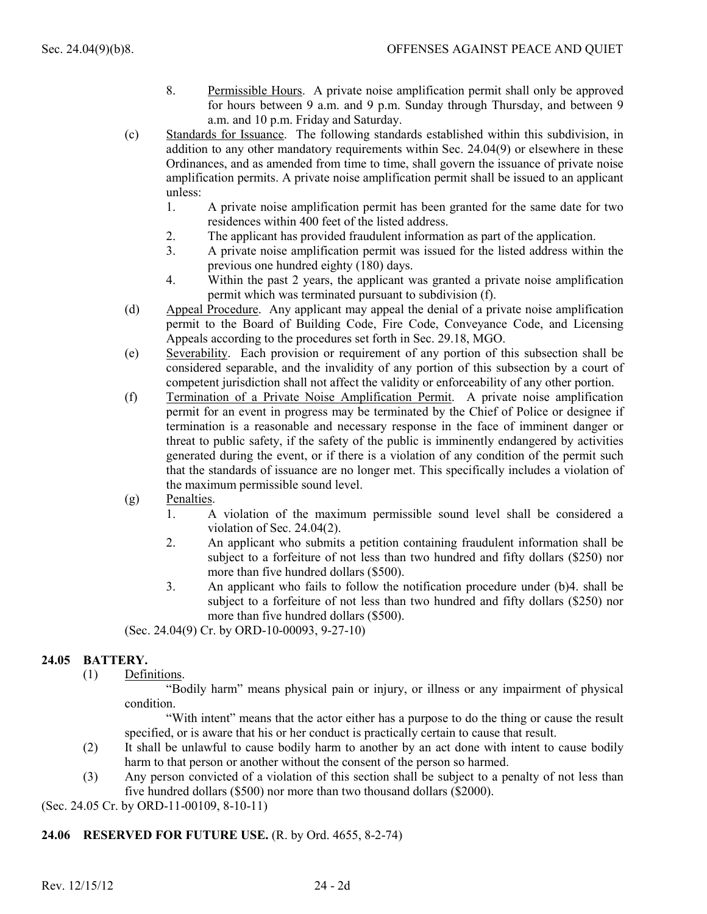8. Permissible Hours. A private noise amplification permit shall only be approved for hours between 9 a.m. and 9 p.m. Sunday through Thursday, and between 9 a.m. and 10 p.m. Friday and Saturday.

(c) Standards for Issuance. The following standards established within this subdivision, in addition to any other mandatory requirements within Sec. 24.04(9) or elsewhere in these Ordinances, and as amended from time to time, shall govern the issuance of private noise amplification permits. A private noise amplification permit shall be issued to an applicant unless:

1. A private noise amplification permit has been granted for the same date for two residences within 400 feet of the listed address.
2. The applicant has provided fraudulent information as part of the application.
3. A private noise amplification permit was issued for the listed address within the previous one hundred eighty (180) days.
4. Within the past 2 years, the applicant was granted a private noise amplification permit which was terminated pursuant to subdivision (f).

(d) Appeal Procedure. Any applicant may appeal the denial of a private noise amplification permit to the Board of Building Code, Fire Code, Conveyance Code, and Licensing Appeals according to the procedures set forth in Sec. 29.18, MGO.

(e) Severability. Each provision or requirement of any portion of this subsection shall be considered separable, and the invalidity of any portion of this subsection by a court of competent jurisdiction shall not affect the validity or enforceability of any other portion.

(f) Termination of a Private Noise Amplification Permit. A private noise amplification permit for an event in progress may be terminated by the Chief of Police or designee if termination is a reasonable and necessary response in the face of imminent danger or threat to public safety, if the safety of the public is imminently endangered by activities generated during the event, or if there is a violation of any condition of the permit such that the standards of issuance are no longer met. This specifically includes a violation of the maximum permissible sound level.

(g) Penalties.

1. A violation of the maximum permissible sound level shall be considered a violation of Sec. 24.04(2).
2. An applicant who submits a petition containing fraudulent information shall be subject to a forfeiture of not less than two hundred and fifty dollars ($250) nor more than five hundred dollars ($500).
3. An applicant who fails to follow the notification procedure under (b)4. shall be subject to a forfeiture of not less than two hundred and fifty dollars ($250) nor more than five hundred dollars ($500).

(Sec. 24.04(9) Cr. by ORD-10-00093, 9-27-10)

## 24.05 BATTERY.

(1) Definitions.

"Bodily harm" means physical pain or injury, or illness or any impairment of physical condition.

"With intent" means that the actor either has a purpose to do the thing or cause the result specified, or is aware that his or her conduct is practically certain to cause that result.

(2) It shall be unlawful to cause bodily harm to another by an act done with intent to cause bodily harm to that person or another without the consent of the person so harmed.

(3) Any person convicted of a violation of this section shall be subject to a penalty of not less than five hundred dollars ($500) nor more than two thousand dollars ($2000).

(Sec. 24.05 Cr. by ORD-11-00109, 8-10-11)

## 24.06 RESERVED FOR FUTURE USE. (R. by Ord. 4655, 8-2-74)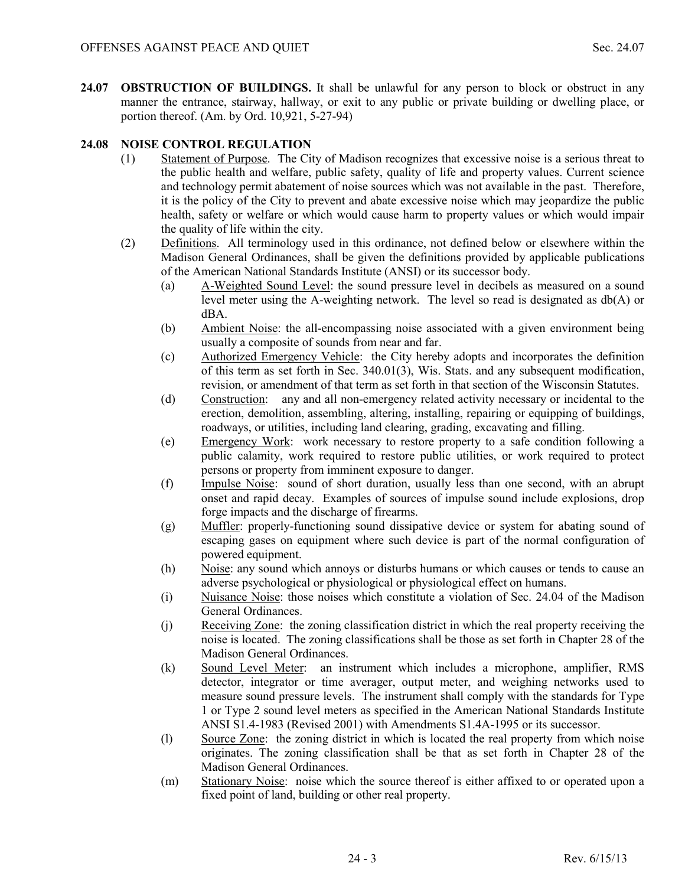**24.07 OBSTRUCTION OF BUILDINGS.** It shall be unlawful for any person to block or obstruct in any manner the entrance, stairway, hallway, or exit to any public or private building or dwelling place, or portion thereof. (Am. by Ord. 10,921, 5-27-94)

**24.08 NOISE CONTROL REGULATION**

(1) Statement of Purpose. The City of Madison recognizes that excessive noise is a serious threat to the public health and welfare, public safety, quality of life and property values. Current science and technology permit abatement of noise sources which was not available in the past. Therefore, it is the policy of the City to prevent and abate excessive noise which may jeopardize the public health, safety or welfare or which would cause harm to property values or which would impair the quality of life within the city.

(2) Definitions. All terminology used in this ordinance, not defined below or elsewhere within the Madison General Ordinances, shall be given the definitions provided by applicable publications of the American National Standards Institute (ANSI) or its successor body.

(a) A-Weighted Sound Level: the sound pressure level in decibels as measured on a sound level meter using the A-weighting network. The level so read is designated as db(A) or dBA.

(b) Ambient Noise: the all-encompassing noise associated with a given environment being usually a composite of sounds from near and far.

(c) Authorized Emergency Vehicle: the City hereby adopts and incorporates the definition of this term as set forth in Sec. 340.01(3), Wis. Stats. and any subsequent modification, revision, or amendment of that term as set forth in that section of the Wisconsin Statutes.

(d) Construction: any and all non-emergency related activity necessary or incidental to the erection, demolition, assembling, altering, installing, repairing or equipping of buildings, roadways, or utilities, including land clearing, grading, excavating and filling.

(e) Emergency Work: work necessary to restore property to a safe condition following a public calamity, work required to restore public utilities, or work required to protect persons or property from imminent exposure to danger.

(f) Impulse Noise: sound of short duration, usually less than one second, with an abrupt onset and rapid decay. Examples of sources of impulse sound include explosions, drop forge impacts and the discharge of firearms.

(g) Muffler: properly-functioning sound dissipative device or system for abating sound of escaping gases on equipment where such device is part of the normal configuration of powered equipment.

(h) Noise: any sound which annoys or disturbs humans or which causes or tends to cause an adverse psychological or physiological effect on humans.

(i) Nuisance Noise: those noises which constitute a violation of Sec. 24.04 of the Madison General Ordinances.

(j) Receiving Zone: the zoning classification district in which the real property receiving the noise is located. The zoning classifications shall be those as set forth in Chapter 28 of the Madison General Ordinances.

(k) Sound Level Meter: an instrument which includes a microphone, amplifier, RMS detector, integrator or time averager, output meter, and weighing networks used to measure sound pressure levels. The instrument shall comply with the standards for Type 1 or Type 2 sound level meters as specified in the American National Standards Institute ANSI S1.4-1983 (Revised 2001) with Amendments S1.4A-1995 or its successor.

(l) Source Zone: the zoning district in which is located the real property from which noise originates. The zoning classification shall be that as set forth in Chapter 28 of the Madison General Ordinances.

(m) Stationary Noise: noise which the source thereof is either affixed to or operated upon a fixed point of land, building or other real property.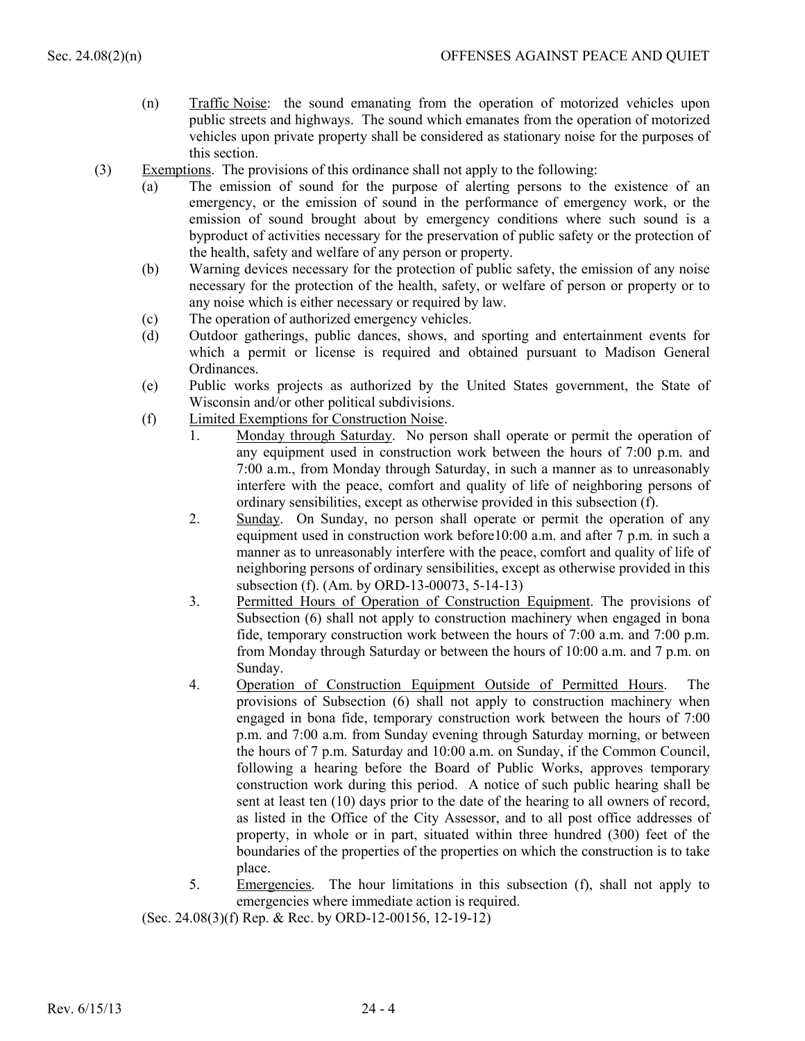(n) Traffic Noise: the sound emanating from the operation of motorized vehicles upon public streets and highways. The sound which emanates from the operation of motorized vehicles upon private property shall be considered as stationary noise for the purposes of this section.

(3) Exemptions. The provisions of this ordinance shall not apply to the following:

(a) The emission of sound for the purpose of alerting persons to the existence of an emergency, or the emission of sound in the performance of emergency work, or the emission of sound brought about by emergency conditions where such sound is a byproduct of activities necessary for the preservation of public safety or the protection of the health, safety and welfare of any person or property.

(b) Warning devices necessary for the protection of public safety, the emission of any noise necessary for the protection of the health, safety, or welfare of person or property or to any noise which is either necessary or required by law.

(c) The operation of authorized emergency vehicles.

(d) Outdoor gatherings, public dances, shows, and sporting and entertainment events for which a permit or license is required and obtained pursuant to Madison General Ordinances.

(e) Public works projects as authorized by the United States government, the State of Wisconsin and/or other political subdivisions.

(f) Limited Exemptions for Construction Noise.

1. Monday through Saturday. No person shall operate or permit the operation of any equipment used in construction work between the hours of 7:00 p.m. and 7:00 a.m., from Monday through Saturday, in such a manner as to unreasonably interfere with the peace, comfort and quality of life of neighboring persons of ordinary sensibilities, except as otherwise provided in this subsection (f).

2. Sunday. On Sunday, no person shall operate or permit the operation of any equipment used in construction work before10:00 a.m. and after 7 p.m. in such a manner as to unreasonably interfere with the peace, comfort and quality of life of neighboring persons of ordinary sensibilities, except as otherwise provided in this subsection (f). (Am. by ORD-13-00073, 5-14-13)

3. Permitted Hours of Operation of Construction Equipment. The provisions of Subsection (6) shall not apply to construction machinery when engaged in bona fide, temporary construction work between the hours of 7:00 a.m. and 7:00 p.m. from Monday through Saturday or between the hours of 10:00 a.m. and 7 p.m. on Sunday.

4. Operation of Construction Equipment Outside of Permitted Hours. The provisions of Subsection (6) shall not apply to construction machinery when engaged in bona fide, temporary construction work between the hours of 7:00 p.m. and 7:00 a.m. from Sunday evening through Saturday morning, or between the hours of 7 p.m. Saturday and 10:00 a.m. on Sunday, if the Common Council, following a hearing before the Board of Public Works, approves temporary construction work during this period. A notice of such public hearing shall be sent at least ten (10) days prior to the date of the hearing to all owners of record, as listed in the Office of the City Assessor, and to all post office addresses of property, in whole or in part, situated within three hundred (300) feet of the boundaries of the properties of the properties on which the construction is to take place.

5. Emergencies. The hour limitations in this subsection (f), shall not apply to emergencies where immediate action is required.

(Sec. 24.08(3)(f) Rep. & Rec. by ORD-12-00156, 12-19-12)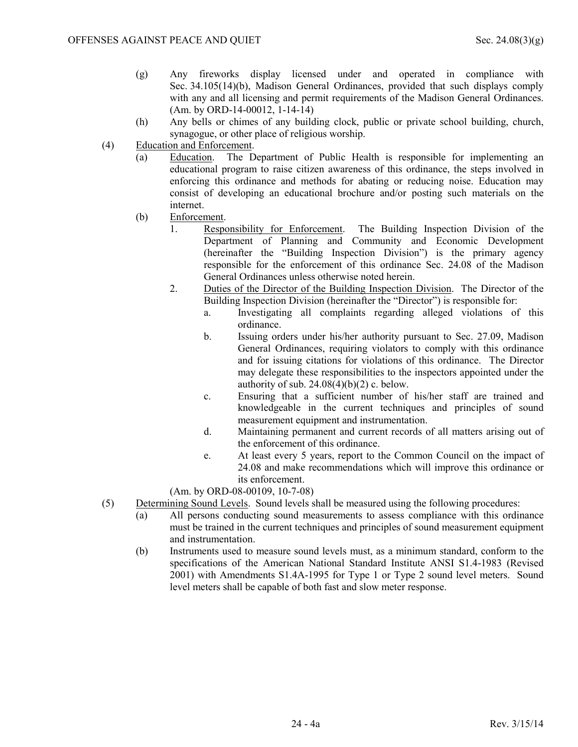(g) Any fireworks display licensed under and operated in compliance with Sec. 34.105(14)(b), Madison General Ordinances, provided that such displays comply with any and all licensing and permit requirements of the Madison General Ordinances. (Am. by ORD-14-00012, 1-14-14)

(h) Any bells or chimes of any building clock, public or private school building, church, synagogue, or other place of religious worship.

(4) Education and Enforcement.

(a) Education. The Department of Public Health is responsible for implementing an educational program to raise citizen awareness of this ordinance, the steps involved in enforcing this ordinance and methods for abating or reducing noise. Education may consist of developing an educational brochure and/or posting such materials on the internet.

(b) Enforcement.

1. Responsibility for Enforcement. The Building Inspection Division of the Department of Planning and Community and Economic Development (hereinafter the "Building Inspection Division") is the primary agency responsible for the enforcement of this ordinance Sec. 24.08 of the Madison General Ordinances unless otherwise noted herein.

2. Duties of the Director of the Building Inspection Division. The Director of the Building Inspection Division (hereinafter the "Director") is responsible for:

a. Investigating all complaints regarding alleged violations of this ordinance.

b. Issuing orders under his/her authority pursuant to Sec. 27.09, Madison General Ordinances, requiring violators to comply with this ordinance and for issuing citations for violations of this ordinance. The Director may delegate these responsibilities to the inspectors appointed under the authority of sub. 24.08(4)(b)(2) c. below.

c. Ensuring that a sufficient number of his/her staff are trained and knowledgeable in the current techniques and principles of sound measurement equipment and instrumentation.

d. Maintaining permanent and current records of all matters arising out of the enforcement of this ordinance.

e. At least every 5 years, report to the Common Council on the impact of 24.08 and make recommendations which will improve this ordinance or its enforcement.

(Am. by ORD-08-00109, 10-7-08)

(5) Determining Sound Levels. Sound levels shall be measured using the following procedures:

(a) All persons conducting sound measurements to assess compliance with this ordinance must be trained in the current techniques and principles of sound measurement equipment and instrumentation.

(b) Instruments used to measure sound levels must, as a minimum standard, conform to the specifications of the American National Standard Institute ANSI S1.4-1983 (Revised 2001) with Amendments S1.4A-1995 for Type 1 or Type 2 sound level meters. Sound level meters shall be capable of both fast and slow meter response.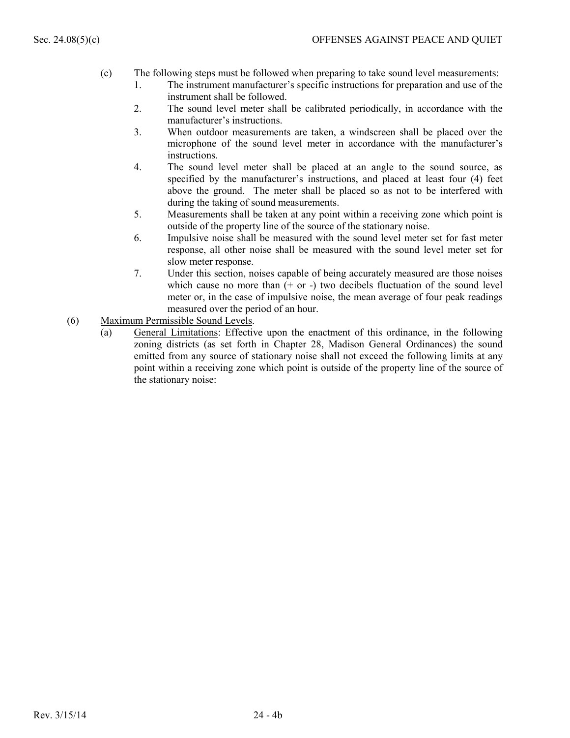(c) The following steps must be followed when preparing to take sound level measurements:

1. The instrument manufacturer's specific instructions for preparation and use of the instrument shall be followed.
2. The sound level meter shall be calibrated periodically, in accordance with the manufacturer's instructions.
3. When outdoor measurements are taken, a windscreen shall be placed over the microphone of the sound level meter in accordance with the manufacturer's instructions.
4. The sound level meter shall be placed at an angle to the sound source, as specified by the manufacturer's instructions, and placed at least four (4) feet above the ground. The meter shall be placed so as not to be interfered with during the taking of sound measurements.
5. Measurements shall be taken at any point within a receiving zone which point is outside of the property line of the source of the stationary noise.
6. Impulsive noise shall be measured with the sound level meter set for fast meter response, all other noise shall be measured with the sound level meter set for slow meter response.
7. Under this section, noises capable of being accurately measured are those noises which cause no more than (+ or -) two decibels fluctuation of the sound level meter or, in the case of impulsive noise, the mean average of four peak readings measured over the period of an hour.

(6) Maximum Permissible Sound Levels.

(a) General Limitations: Effective upon the enactment of this ordinance, in the following zoning districts (as set forth in Chapter 28, Madison General Ordinances) the sound emitted from any source of stationary noise shall not exceed the following limits at any point within a receiving zone which point is outside of the property line of the source of the stationary noise: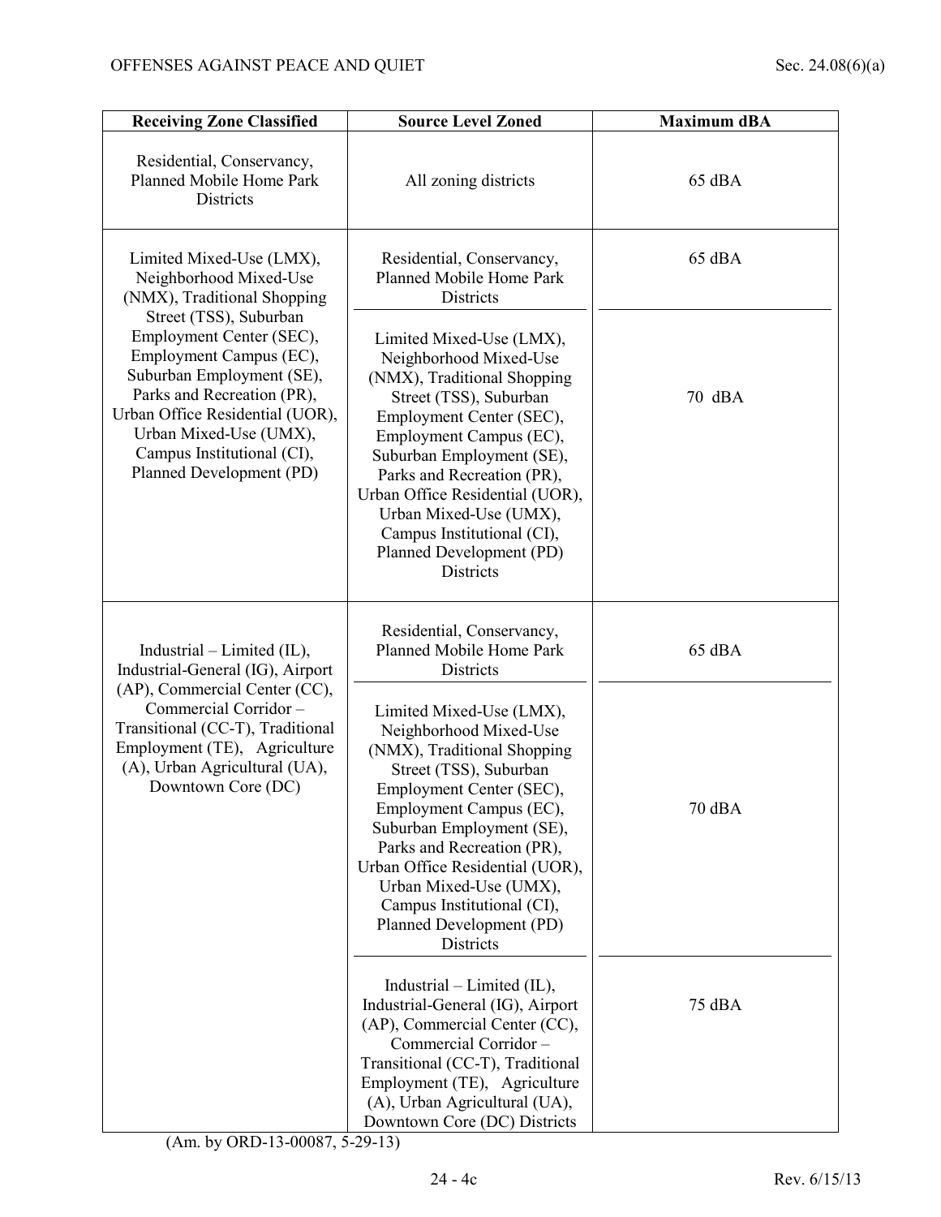| Receiving Zone Classified | Source Level Zoned | Maximum dBA |
|---|---|---|
| Residential, Conservancy, Planned Mobile Home Park Districts | All zoning districts | 65 dBA |
| Limited Mixed-Use (LMX), Neighborhood Mixed-Use (NMX), Traditional Shopping Street (TSS), Suburban Employment Center (SEC), Employment Campus (EC), Suburban Employment (SE), Parks and Recreation (PR), Urban Office Residential (UOR), Urban Mixed-Use (UMX), Campus Institutional (CI), Planned Development (PD) | Residential, Conservancy, Planned Mobile Home Park Districts | 65 dBA |
| | Limited Mixed-Use (LMX), Neighborhood Mixed-Use (NMX), Traditional Shopping Street (TSS), Suburban Employment Center (SEC), Employment Campus (EC), Suburban Employment (SE), Parks and Recreation (PR), Urban Office Residential (UOR), Urban Mixed-Use (UMX), Campus Institutional (CI), Planned Development (PD) Districts | 70 dBA |
| Industrial – Limited (IL), Industrial-General (IG), Airport (AP), Commercial Center (CC), Commercial Corridor – Transitional (CC-T), Traditional Employment (TE), Agriculture (A), Urban Agricultural (UA), Downtown Core (DC) | Residential, Conservancy, Planned Mobile Home Park Districts | 65 dBA |
| | Limited Mixed-Use (LMX), Neighborhood Mixed-Use (NMX), Traditional Shopping Street (TSS), Suburban Employment Center (SEC), Employment Campus (EC), Suburban Employment (SE), Parks and Recreation (PR), Urban Office Residential (UOR), Urban Mixed-Use (UMX), Campus Institutional (CI), Planned Development (PD) Districts | 70 dBA |
| | Industrial – Limited (IL), Industrial-General (IG), Airport (AP), Commercial Center (CC), Commercial Corridor – Transitional (CC-T), Traditional Employment (TE), Agriculture (A), Urban Agricultural (UA), Downtown Core (DC) Districts | 75 dBA |

(Am. by ORD-13-00087, 5-29-13)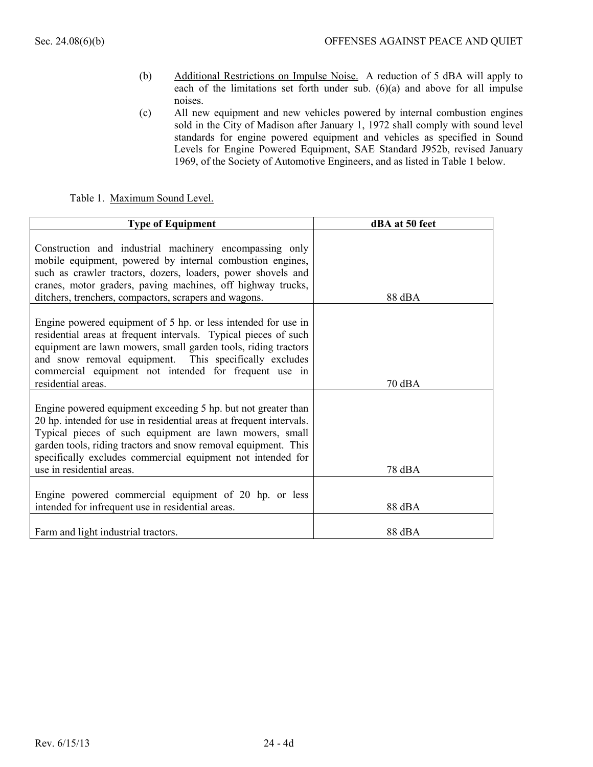(b) Additional Restrictions on Impulse Noise. A reduction of 5 dBA will apply to each of the limitations set forth under sub. (6)(a) and above for all impulse noises.

(c) All new equipment and new vehicles powered by internal combustion engines sold in the City of Madison after January 1, 1972 shall comply with sound level standards for engine powered equipment and vehicles as specified in Sound Levels for Engine Powered Equipment, SAE Standard J952b, revised January 1969, of the Society of Automotive Engineers, and as listed in Table 1 below.

Table 1. Maximum Sound Level.

| Type of Equipment | dBA at 50 feet |
|---|---|
| Construction and industrial machinery encompassing only mobile equipment, powered by internal combustion engines, such as crawler tractors, dozers, loaders, power shovels and cranes, motor graders, paving machines, off highway trucks, ditchers, trenchers, compactors, scrapers and wagons. | 88 dBA |
| Engine powered equipment of 5 hp. or less intended for use in residential areas at frequent intervals. Typical pieces of such equipment are lawn mowers, small garden tools, riding tractors and snow removal equipment. This specifically excludes commercial equipment not intended for frequent use in residential areas. | 70 dBA |
| Engine powered equipment exceeding 5 hp. but not greater than 20 hp. intended for use in residential areas at frequent intervals. Typical pieces of such equipment are lawn mowers, small garden tools, riding tractors and snow removal equipment. This specifically excludes commercial equipment not intended for use in residential areas. | 78 dBA |
| Engine powered commercial equipment of 20 hp. or less intended for infrequent use in residential areas. | 88 dBA |
| Farm and light industrial tractors. | 88 dBA |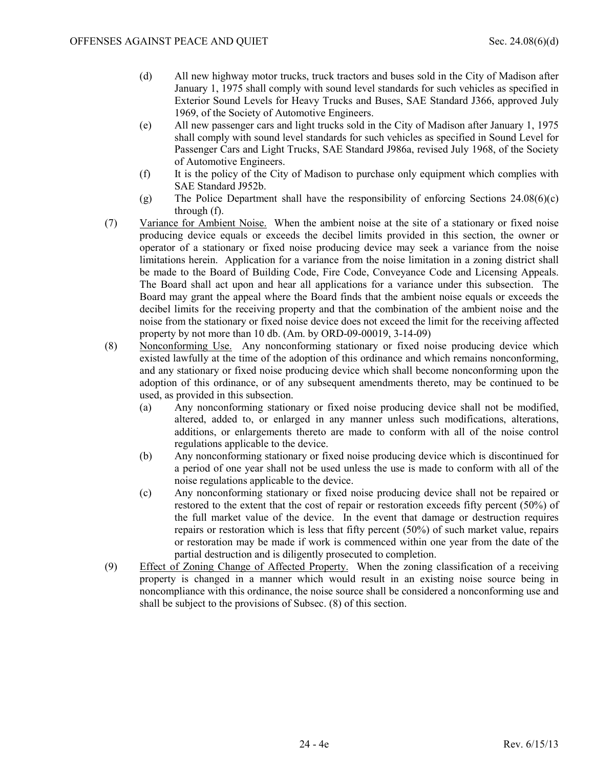(d) All new highway motor trucks, truck tractors and buses sold in the City of Madison after January 1, 1975 shall comply with sound level standards for such vehicles as specified in Exterior Sound Levels for Heavy Trucks and Buses, SAE Standard J366, approved July 1969, of the Society of Automotive Engineers.

(e) All new passenger cars and light trucks sold in the City of Madison after January 1, 1975 shall comply with sound level standards for such vehicles as specified in Sound Level for Passenger Cars and Light Trucks, SAE Standard J986a, revised July 1968, of the Society of Automotive Engineers.

(f) It is the policy of the City of Madison to purchase only equipment which complies with SAE Standard J952b.

(g) The Police Department shall have the responsibility of enforcing Sections 24.08(6)(c) through (f).

(7) Variance for Ambient Noise. When the ambient noise at the site of a stationary or fixed noise producing device equals or exceeds the decibel limits provided in this section, the owner or operator of a stationary or fixed noise producing device may seek a variance from the noise limitations herein. Application for a variance from the noise limitation in a zoning district shall be made to the Board of Building Code, Fire Code, Conveyance Code and Licensing Appeals. The Board shall act upon and hear all applications for a variance under this subsection. The Board may grant the appeal where the Board finds that the ambient noise equals or exceeds the decibel limits for the receiving property and that the combination of the ambient noise and the noise from the stationary or fixed noise device does not exceed the limit for the receiving affected property by not more than 10 db. (Am. by ORD-09-00019, 3-14-09)

(8) Nonconforming Use. Any nonconforming stationary or fixed noise producing device which existed lawfully at the time of the adoption of this ordinance and which remains nonconforming, and any stationary or fixed noise producing device which shall become nonconforming upon the adoption of this ordinance, or of any subsequent amendments thereto, may be continued to be used, as provided in this subsection.

(a) Any nonconforming stationary or fixed noise producing device shall not be modified, altered, added to, or enlarged in any manner unless such modifications, alterations, additions, or enlargements thereto are made to conform with all of the noise control regulations applicable to the device.

(b) Any nonconforming stationary or fixed noise producing device which is discontinued for a period of one year shall not be used unless the use is made to conform with all of the noise regulations applicable to the device.

(c) Any nonconforming stationary or fixed noise producing device shall not be repaired or restored to the extent that the cost of repair or restoration exceeds fifty percent (50%) of the full market value of the device. In the event that damage or destruction requires repairs or restoration which is less that fifty percent (50%) of such market value, repairs or restoration may be made if work is commenced within one year from the date of the partial destruction and is diligently prosecuted to completion.

(9) Effect of Zoning Change of Affected Property. When the zoning classification of a receiving property is changed in a manner which would result in an existing noise source being in noncompliance with this ordinance, the noise source shall be considered a nonconforming use and shall be subject to the provisions of Subsec. (8) of this section.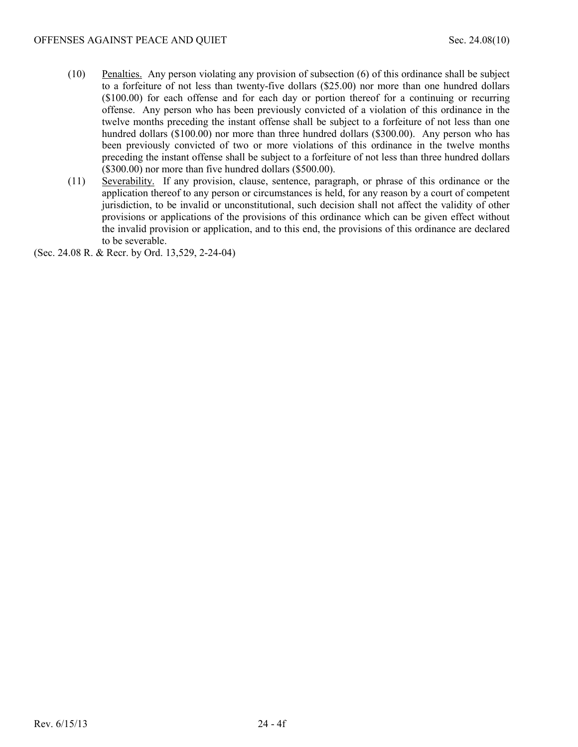(10) Penalties. Any person violating any provision of subsection (6) of this ordinance shall be subject to a forfeiture of not less than twenty-five dollars ($25.00) nor more than one hundred dollars ($100.00) for each offense and for each day or portion thereof for a continuing or recurring offense. Any person who has been previously convicted of a violation of this ordinance in the twelve months preceding the instant offense shall be subject to a forfeiture of not less than one hundred dollars ($100.00) nor more than three hundred dollars ($300.00). Any person who has been previously convicted of two or more violations of this ordinance in the twelve months preceding the instant offense shall be subject to a forfeiture of not less than three hundred dollars ($300.00) nor more than five hundred dollars ($500.00).

(11) Severability. If any provision, clause, sentence, paragraph, or phrase of this ordinance or the application thereof to any person or circumstances is held, for any reason by a court of competent jurisdiction, to be invalid or unconstitutional, such decision shall not affect the validity of other provisions or applications of the provisions of this ordinance which can be given effect without the invalid provision or application, and to this end, the provisions of this ordinance are declared to be severable.

(Sec. 24.08 R. & Recr. by Ord. 13,529, 2-24-04)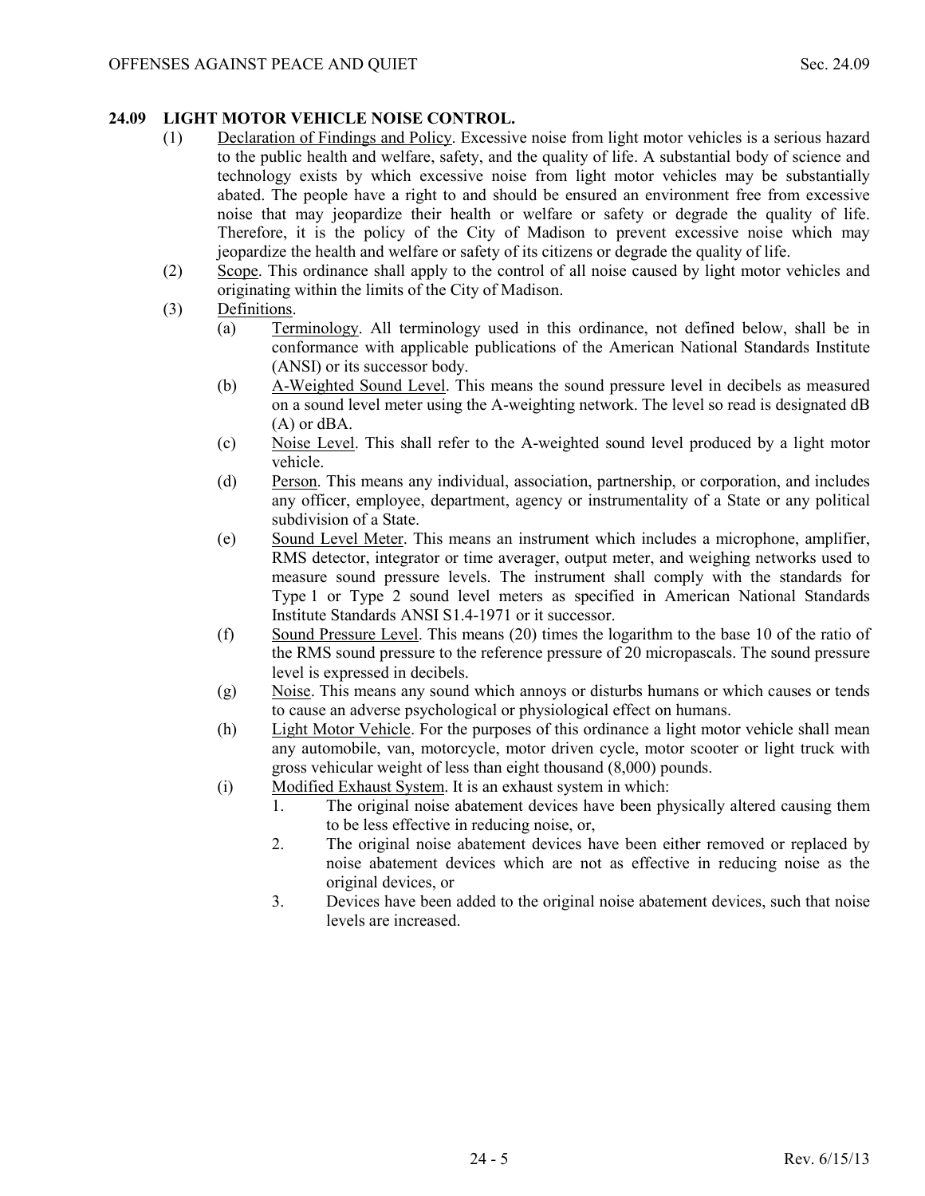## 24.09 LIGHT MOTOR VEHICLE NOISE CONTROL.

(1) Declaration of Findings and Policy. Excessive noise from light motor vehicles is a serious hazard to the public health and welfare, safety, and the quality of life. A substantial body of science and technology exists by which excessive noise from light motor vehicles may be substantially abated. The people have a right to and should be ensured an environment free from excessive noise that may jeopardize their health or welfare or safety or degrade the quality of life. Therefore, it is the policy of the City of Madison to prevent excessive noise which may jeopardize the health and welfare or safety of its citizens or degrade the quality of life.

(2) Scope. This ordinance shall apply to the control of all noise caused by light motor vehicles and originating within the limits of the City of Madison.

(3) Definitions.

(a) Terminology. All terminology used in this ordinance, not defined below, shall be in conformance with applicable publications of the American National Standards Institute (ANSI) or its successor body.

(b) A-Weighted Sound Level. This means the sound pressure level in decibels as measured on a sound level meter using the A-weighting network. The level so read is designated dB (A) or dBA.

(c) Noise Level. This shall refer to the A-weighted sound level produced by a light motor vehicle.

(d) Person. This means any individual, association, partnership, or corporation, and includes any officer, employee, department, agency or instrumentality of a State or any political subdivision of a State.

(e) Sound Level Meter. This means an instrument which includes a microphone, amplifier, RMS detector, integrator or time averager, output meter, and weighing networks used to measure sound pressure levels. The instrument shall comply with the standards for Type 1 or Type 2 sound level meters as specified in American National Standards Institute Standards ANSI S1.4-1971 or it successor.

(f) Sound Pressure Level. This means (20) times the logarithm to the base 10 of the ratio of the RMS sound pressure to the reference pressure of 20 micropascals. The sound pressure level is expressed in decibels.

(g) Noise. This means any sound which annoys or disturbs humans or which causes or tends to cause an adverse psychological or physiological effect on humans.

(h) Light Motor Vehicle. For the purposes of this ordinance a light motor vehicle shall mean any automobile, van, motorcycle, motor driven cycle, motor scooter or light truck with gross vehicular weight of less than eight thousand (8,000) pounds.

(i) Modified Exhaust System. It is an exhaust system in which:

1. The original noise abatement devices have been physically altered causing them to be less effective in reducing noise, or,
2. The original noise abatement devices have been either removed or replaced by noise abatement devices which are not as effective in reducing noise as the original devices, or
3. Devices have been added to the original noise abatement devices, such that noise levels are increased.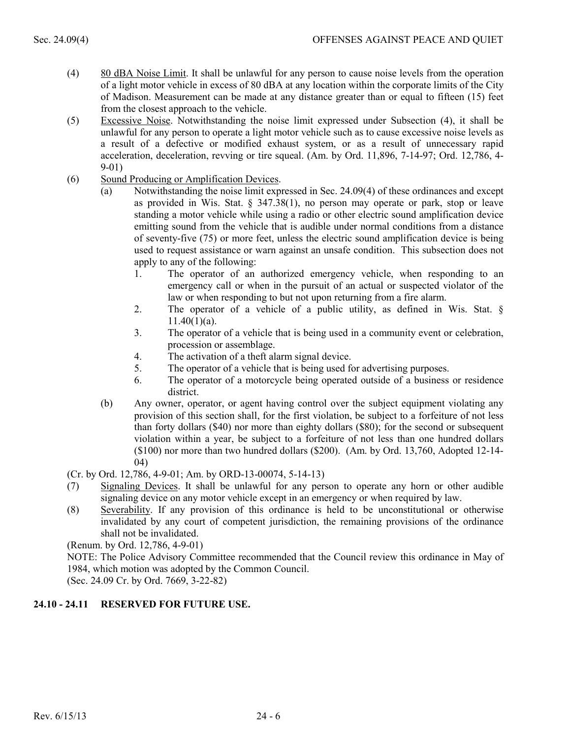(4) 80 dBA Noise Limit. It shall be unlawful for any person to cause noise levels from the operation of a light motor vehicle in excess of 80 dBA at any location within the corporate limits of the City of Madison. Measurement can be made at any distance greater than or equal to fifteen (15) feet from the closest approach to the vehicle.

(5) Excessive Noise. Notwithstanding the noise limit expressed under Subsection (4), it shall be unlawful for any person to operate a light motor vehicle such as to cause excessive noise levels as a result of a defective or modified exhaust system, or as a result of unnecessary rapid acceleration, deceleration, revving or tire squeal. (Am. by Ord. 11,896, 7-14-97; Ord. 12,786, 4-9-01)

(6) Sound Producing or Amplification Devices.

(a) Notwithstanding the noise limit expressed in Sec. 24.09(4) of these ordinances and except as provided in Wis. Stat. § 347.38(1), no person may operate or park, stop or leave standing a motor vehicle while using a radio or other electric sound amplification device emitting sound from the vehicle that is audible under normal conditions from a distance of seventy-five (75) or more feet, unless the electric sound amplification device is being used to request assistance or warn against an unsafe condition. This subsection does not apply to any of the following:

1. The operator of an authorized emergency vehicle, when responding to an emergency call or when in the pursuit of an actual or suspected violator of the law or when responding to but not upon returning from a fire alarm.
2. The operator of a vehicle of a public utility, as defined in Wis. Stat. § 11.40(1)(a).
3. The operator of a vehicle that is being used in a community event or celebration, procession or assemblage.
4. The activation of a theft alarm signal device.
5. The operator of a vehicle that is being used for advertising purposes.
6. The operator of a motorcycle being operated outside of a business or residence district.

(b) Any owner, operator, or agent having control over the subject equipment violating any provision of this section shall, for the first violation, be subject to a forfeiture of not less than forty dollars ($40) nor more than eighty dollars ($80); for the second or subsequent violation within a year, be subject to a forfeiture of not less than one hundred dollars ($100) nor more than two hundred dollars ($200). (Am. by Ord. 13,760, Adopted 12-14-04)

(Cr. by Ord. 12,786, 4-9-01; Am. by ORD-13-00074, 5-14-13)

(7) Signaling Devices. It shall be unlawful for any person to operate any horn or other audible signaling device on any motor vehicle except in an emergency or when required by law.

(8) Severability. If any provision of this ordinance is held to be unconstitutional or otherwise invalidated by any court of competent jurisdiction, the remaining provisions of the ordinance shall not be invalidated.

(Renum. by Ord. 12,786, 4-9-01)

NOTE: The Police Advisory Committee recommended that the Council review this ordinance in May of 1984, which motion was adopted by the Common Council.

(Sec. 24.09 Cr. by Ord. 7669, 3-22-82)

## 24.10 - 24.11 RESERVED FOR FUTURE USE.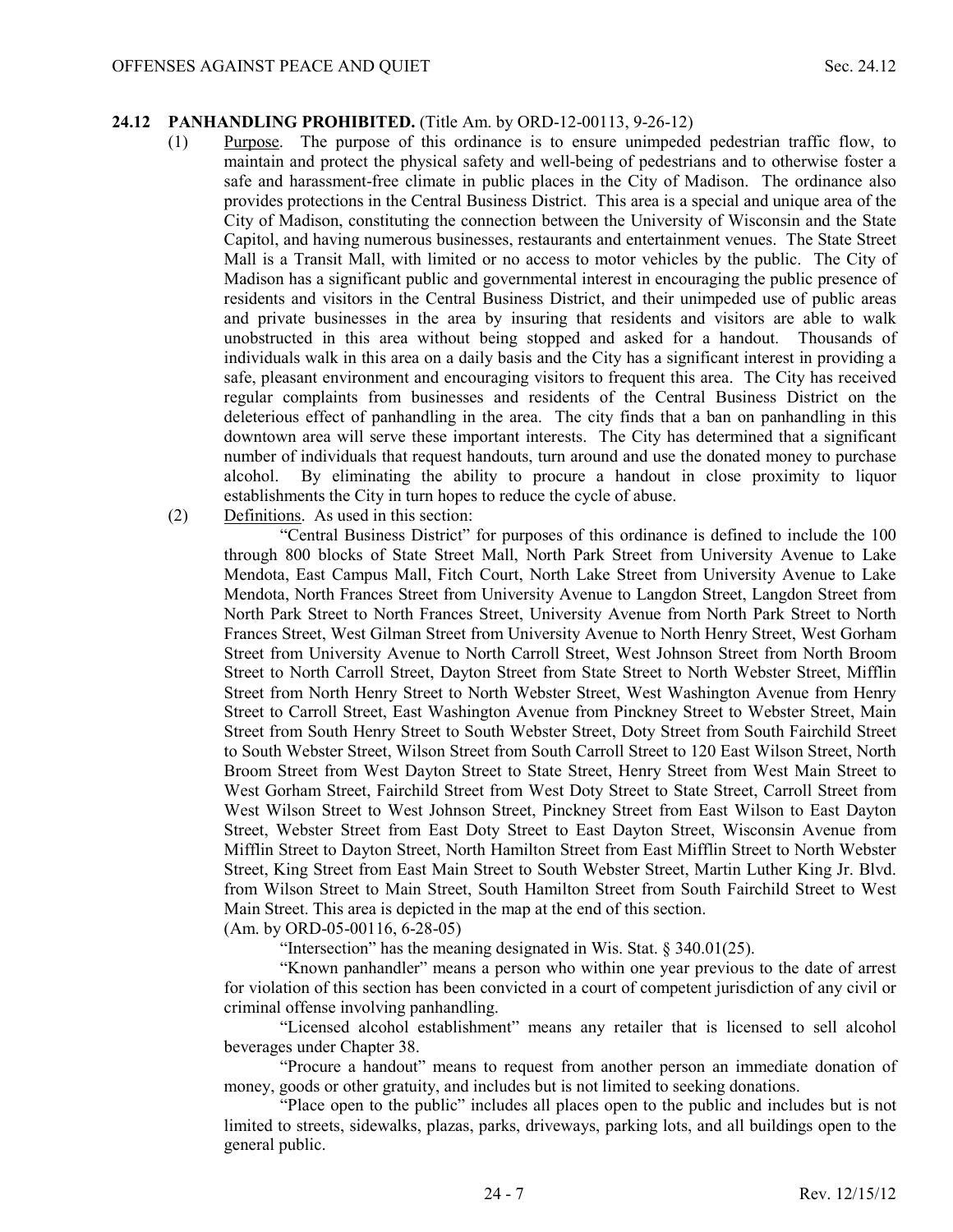## 24.12 PANHANDLING PROHIBITED. (Title Am. by ORD-12-00113, 9-26-12)

(1) Purpose. The purpose of this ordinance is to ensure unimpeded pedestrian traffic flow, to maintain and protect the physical safety and well-being of pedestrians and to otherwise foster a safe and harassment-free climate in public places in the City of Madison. The ordinance also provides protections in the Central Business District. This area is a special and unique area of the City of Madison, constituting the connection between the University of Wisconsin and the State Capitol, and having numerous businesses, restaurants and entertainment venues. The State Street Mall is a Transit Mall, with limited or no access to motor vehicles by the public. The City of Madison has a significant public and governmental interest in encouraging the public presence of residents and visitors in the Central Business District, and their unimpeded use of public areas and private businesses in the area by insuring that residents and visitors are able to walk unobstructed in this area without being stopped and asked for a handout. Thousands of individuals walk in this area on a daily basis and the City has a significant interest in providing a safe, pleasant environment and encouraging visitors to frequent this area. The City has received regular complaints from businesses and residents of the Central Business District on the deleterious effect of panhandling in the area. The city finds that a ban on panhandling in this downtown area will serve these important interests. The City has determined that a significant number of individuals that request handouts, turn around and use the donated money to purchase alcohol. By eliminating the ability to procure a handout in close proximity to liquor establishments the City in turn hopes to reduce the cycle of abuse.

(2) Definitions. As used in this section:

"Central Business District" for purposes of this ordinance is defined to include the 100 through 800 blocks of State Street Mall, North Park Street from University Avenue to Lake Mendota, East Campus Mall, Fitch Court, North Lake Street from University Avenue to Lake Mendota, North Frances Street from University Avenue to Langdon Street, Langdon Street from North Park Street to North Frances Street, University Avenue from North Park Street to North Frances Street, West Gilman Street from University Avenue to North Henry Street, West Gorham Street from University Avenue to North Carroll Street, West Johnson Street from North Broom Street to North Carroll Street, Dayton Street from State Street to North Webster Street, Mifflin Street from North Henry Street to North Webster Street, West Washington Avenue from Henry Street to Carroll Street, East Washington Avenue from Pinckney Street to Webster Street, Main Street from South Henry Street to South Webster Street, Doty Street from South Fairchild Street to South Webster Street, Wilson Street from South Carroll Street to 120 East Wilson Street, North Broom Street from West Dayton Street to State Street, Henry Street from West Main Street to West Gorham Street, Fairchild Street from West Doty Street to State Street, Carroll Street from West Wilson Street to West Johnson Street, Pinckney Street from East Wilson to East Dayton Street, Webster Street from East Doty Street to East Dayton Street, Wisconsin Avenue from Mifflin Street to Dayton Street, North Hamilton Street from East Mifflin Street to North Webster Street, King Street from East Main Street to South Webster Street, Martin Luther King Jr. Blvd. from Wilson Street to Main Street, South Hamilton Street from South Fairchild Street to West Main Street. This area is depicted in the map at the end of this section.
(Am. by ORD-05-00116, 6-28-05)

"Intersection" has the meaning designated in Wis. Stat. § 340.01(25).

"Known panhandler" means a person who within one year previous to the date of arrest for violation of this section has been convicted in a court of competent jurisdiction of any civil or criminal offense involving panhandling.

"Licensed alcohol establishment" means any retailer that is licensed to sell alcohol beverages under Chapter 38.

"Procure a handout" means to request from another person an immediate donation of money, goods or other gratuity, and includes but is not limited to seeking donations.

"Place open to the public" includes all places open to the public and includes but is not limited to streets, sidewalks, plazas, parks, driveways, parking lots, and all buildings open to the general public.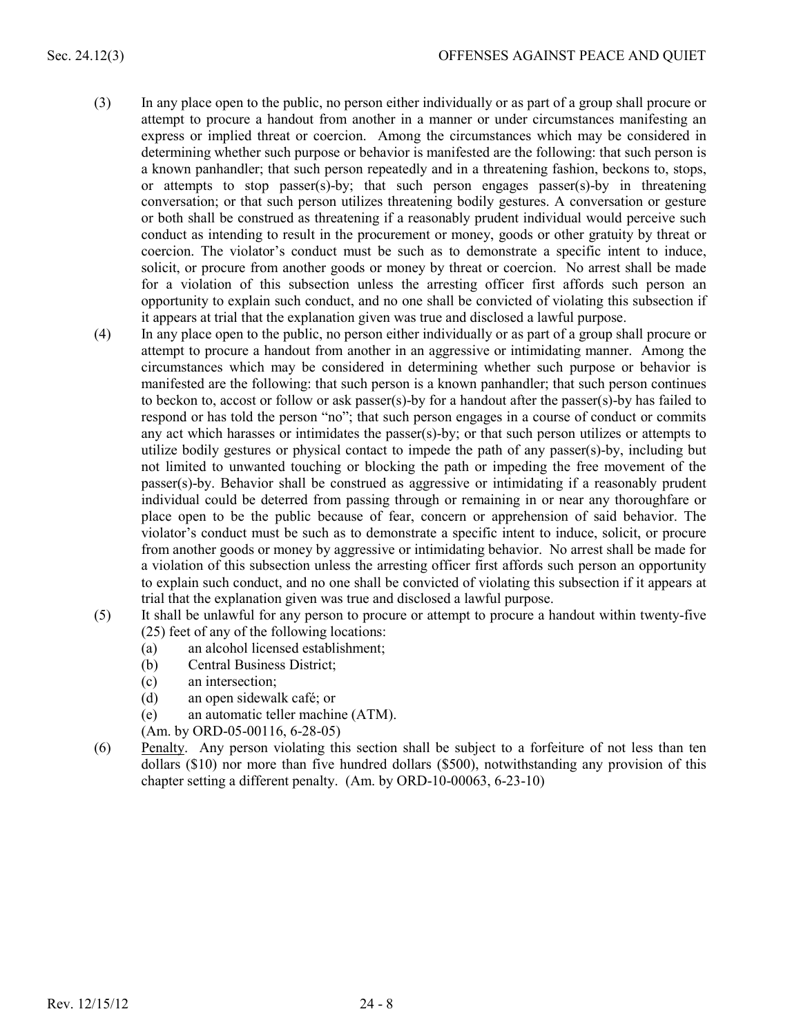(3) In any place open to the public, no person either individually or as part of a group shall procure or attempt to procure a handout from another in a manner or under circumstances manifesting an express or implied threat or coercion. Among the circumstances which may be considered in determining whether such purpose or behavior is manifested are the following: that such person is a known panhandler; that such person repeatedly and in a threatening fashion, beckons to, stops, or attempts to stop passer(s)-by; that such person engages passer(s)-by in threatening conversation; or that such person utilizes threatening bodily gestures. A conversation or gesture or both shall be construed as threatening if a reasonably prudent individual would perceive such conduct as intending to result in the procurement or money, goods or other gratuity by threat or coercion. The violator's conduct must be such as to demonstrate a specific intent to induce, solicit, or procure from another goods or money by threat or coercion. No arrest shall be made for a violation of this subsection unless the arresting officer first affords such person an opportunity to explain such conduct, and no one shall be convicted of violating this subsection if it appears at trial that the explanation given was true and disclosed a lawful purpose.

(4) In any place open to the public, no person either individually or as part of a group shall procure or attempt to procure a handout from another in an aggressive or intimidating manner. Among the circumstances which may be considered in determining whether such purpose or behavior is manifested are the following: that such person is a known panhandler; that such person continues to beckon to, accost or follow or ask passer(s)-by for a handout after the passer(s)-by has failed to respond or has told the person "no"; that such person engages in a course of conduct or commits any act which harasses or intimidates the passer(s)-by; or that such person utilizes or attempts to utilize bodily gestures or physical contact to impede the path of any passer(s)-by, including but not limited to unwanted touching or blocking the path or impeding the free movement of the passer(s)-by. Behavior shall be construed as aggressive or intimidating if a reasonably prudent individual could be deterred from passing through or remaining in or near any thoroughfare or place open to be the public because of fear, concern or apprehension of said behavior. The violator's conduct must be such as to demonstrate a specific intent to induce, solicit, or procure from another goods or money by aggressive or intimidating behavior. No arrest shall be made for a violation of this subsection unless the arresting officer first affords such person an opportunity to explain such conduct, and no one shall be convicted of violating this subsection if it appears at trial that the explanation given was true and disclosed a lawful purpose.

(5) It shall be unlawful for any person to procure or attempt to procure a handout within twenty-five (25) feet of any of the following locations:
   (a) an alcohol licensed establishment;
   (b) Central Business District;
   (c) an intersection;
   (d) an open sidewalk café; or
   (e) an automatic teller machine (ATM).

   (Am. by ORD-05-00116, 6-28-05)

(6) Penalty. Any person violating this section shall be subject to a forfeiture of not less than ten dollars ($10) nor more than five hundred dollars ($500), notwithstanding any provision of this chapter setting a different penalty. (Am. by ORD-10-00063, 6-23-10)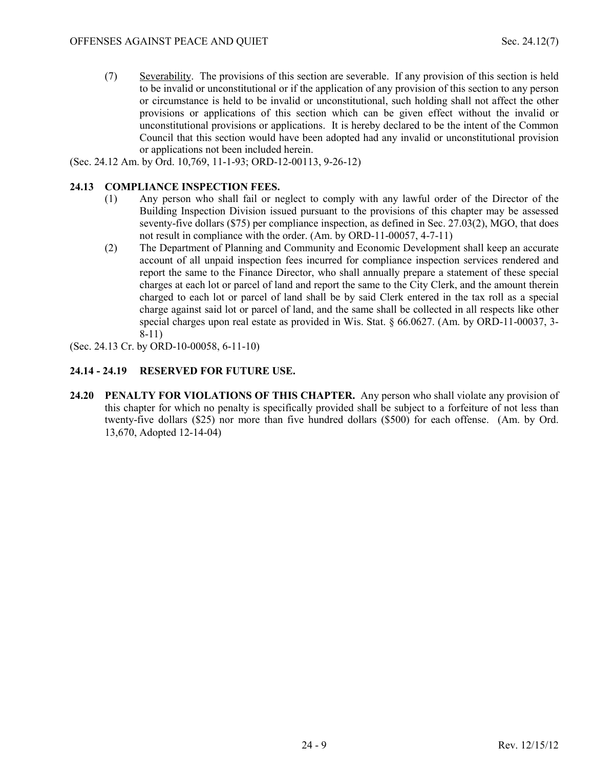(7) Severability. The provisions of this section are severable. If any provision of this section is held to be invalid or unconstitutional or if the application of any provision of this section to any person or circumstance is held to be invalid or unconstitutional, such holding shall not affect the other provisions or applications of this section which can be given effect without the invalid or unconstitutional provisions or applications. It is hereby declared to be the intent of the Common Council that this section would have been adopted had any invalid or unconstitutional provision or applications not been included herein.

(Sec. 24.12 Am. by Ord. 10,769, 11-1-93; ORD-12-00113, 9-26-12)

**24.13 COMPLIANCE INSPECTION FEES.**

(1) Any person who shall fail or neglect to comply with any lawful order of the Director of the Building Inspection Division issued pursuant to the provisions of this chapter may be assessed seventy-five dollars ($75) per compliance inspection, as defined in Sec. 27.03(2), MGO, that does not result in compliance with the order. (Am. by ORD-11-00057, 4-7-11)

(2) The Department of Planning and Community and Economic Development shall keep an accurate account of all unpaid inspection fees incurred for compliance inspection services rendered and report the same to the Finance Director, who shall annually prepare a statement of these special charges at each lot or parcel of land and report the same to the City Clerk, and the amount therein charged to each lot or parcel of land shall be by said Clerk entered in the tax roll as a special charge against said lot or parcel of land, and the same shall be collected in all respects like other special charges upon real estate as provided in Wis. Stat. § 66.0627. (Am. by ORD-11-00037, 3-8-11)

(Sec. 24.13 Cr. by ORD-10-00058, 6-11-10)

**24.14 - 24.19 RESERVED FOR FUTURE USE.**

**24.20 PENALTY FOR VIOLATIONS OF THIS CHAPTER.** Any person who shall violate any provision of this chapter for which no penalty is specifically provided shall be subject to a forfeiture of not less than twenty-five dollars ($25) nor more than five hundred dollars ($500) for each offense. (Am. by Ord. 13,670, Adopted 12-14-04)